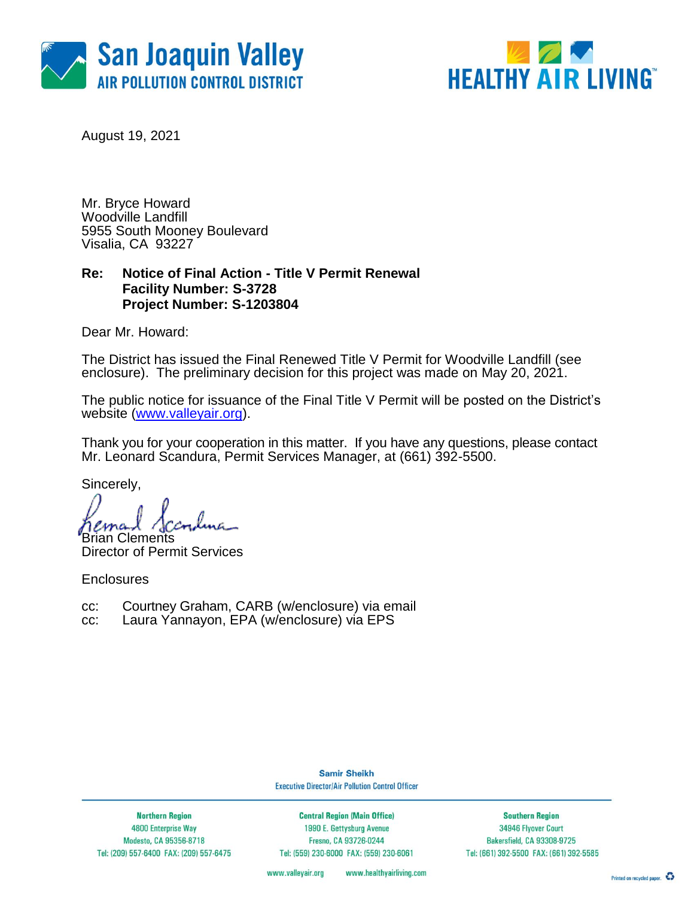San Joaquin Valley
AIR POLLUTION CONTROL DISTRICT

HEALTHY AIR LIVING™

August 19, 2021

Mr. Bryce Howard
Woodville Landfill
5955 South Mooney Boulevard
Visalia, CA 93227

**Re: Notice of Final Action - Title V Permit Renewal**
**Facility Number: S-3728**
**Project Number: S-1203804**

Dear Mr. Howard:

The District has issued the Final Renewed Title V Permit for Woodville Landfill (see enclosure). The preliminary decision for this project was made on May 20, 2021.

The public notice for issuance of the Final Title V Permit will be posted on the District's website (www.valleyair.org).

Thank you for your cooperation in this matter. If you have any questions, please contact Mr. Leonard Scandura, Permit Services Manager, at (661) 392-5500.

Sincerely,

Brian Clements
Director of Permit Services

Enclosures

cc: Courtney Graham, CARB (w/enclosure) via email
cc: Laura Yannayon, EPA (w/enclosure) via EPS

**Samir Sheikh**
Executive Director/Air Pollution Control Officer

| Northern Region | Central Region (Main Office) | Southern Region |
|---|---|---|
| 4800 Enterprise Way | 1990 E. Gettysburg Avenue | 34946 Flyover Court |
| Modesto, CA 95356-8718 | Fresno, CA 93726-0244 | Bakersfield, CA 93308-9725 |
| Tel: (209) 557-6400 FAX: (209) 557-6475 | Tel: (559) 230-6000 FAX: (559) 230-6061 | Tel: (661) 392-5500 FAX: (661) 392-5585 |

www.valleyair.org www.healthyairliving.com

Printed on recycled paper.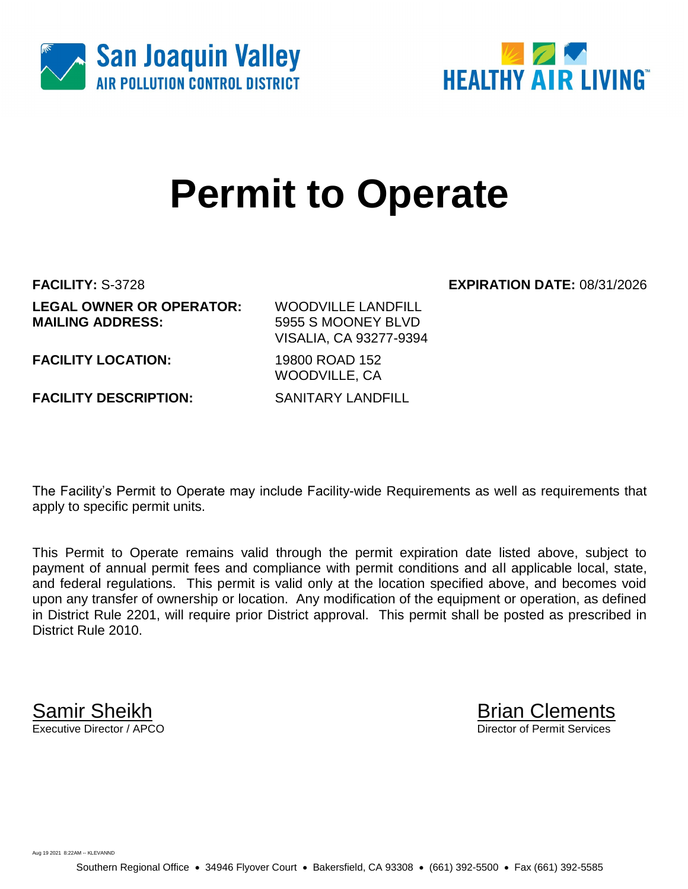San Joaquin Valley
AIR POLLUTION CONTROL DISTRICT

HEALTHY AIR LIVING™

# Permit to Operate

**FACILITY:** S-3728 **EXPIRATION DATE:** 08/31/2026

**LEGAL OWNER OR OPERATOR:** WOODVILLE LANDFILL
**MAILING ADDRESS:** 5955 S MOONEY BLVD
VISALIA, CA 93277-9394

**FACILITY LOCATION:** 19800 ROAD 152
WOODVILLE, CA

**FACILITY DESCRIPTION:** SANITARY LANDFILL

The Facility's Permit to Operate may include Facility-wide Requirements as well as requirements that apply to specific permit units.

This Permit to Operate remains valid through the permit expiration date listed above, subject to payment of annual permit fees and compliance with permit conditions and all applicable local, state, and federal regulations. This permit is valid only at the location specified above, and becomes void upon any transfer of ownership or location. Any modification of the equipment or operation, as defined in District Rule 2201, will require prior District approval. This permit shall be posted as prescribed in District Rule 2010.

Samir Sheikh
Executive Director / APCO

Brian Clements
Director of Permit Services

Aug 19 2021 8:22AM -- KLEVANND

Southern Regional Office • 34946 Flyover Court • Bakersfield, CA 93308 • (661) 392-5500 • Fax (661) 392-5585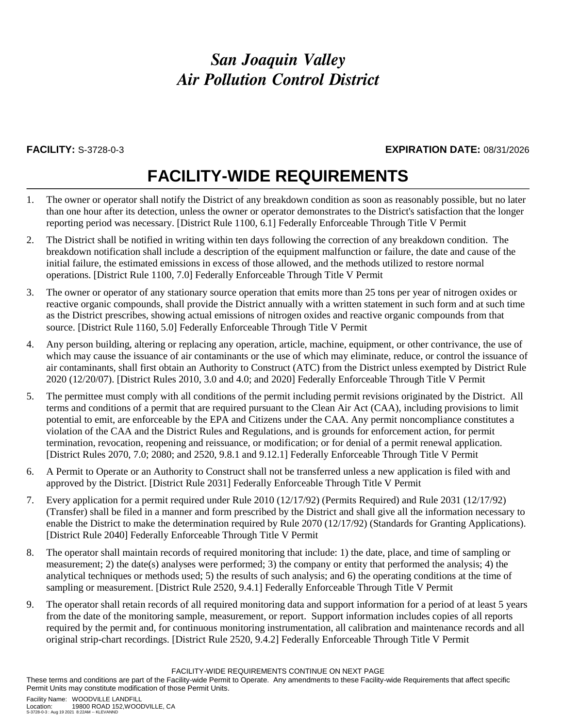# *San Joaquin Valley Air Pollution Control District*

**FACILITY:** S-3728-0-3 **EXPIRATION DATE:** 08/31/2026

## FACILITY-WIDE REQUIREMENTS

1. The owner or operator shall notify the District of any breakdown condition as soon as reasonably possible, but no later than one hour after its detection, unless the owner or operator demonstrates to the District's satisfaction that the longer reporting period was necessary. [District Rule 1100, 6.1] Federally Enforceable Through Title V Permit
2. The District shall be notified in writing within ten days following the correction of any breakdown condition. The breakdown notification shall include a description of the equipment malfunction or failure, the date and cause of the initial failure, the estimated emissions in excess of those allowed, and the methods utilized to restore normal operations. [District Rule 1100, 7.0] Federally Enforceable Through Title V Permit
3. The owner or operator of any stationary source operation that emits more than 25 tons per year of nitrogen oxides or reactive organic compounds, shall provide the District annually with a written statement in such form and at such time as the District prescribes, showing actual emissions of nitrogen oxides and reactive organic compounds from that source. [District Rule 1160, 5.0] Federally Enforceable Through Title V Permit
4. Any person building, altering or replacing any operation, article, machine, equipment, or other contrivance, the use of which may cause the issuance of air contaminants or the use of which may eliminate, reduce, or control the issuance of air contaminants, shall first obtain an Authority to Construct (ATC) from the District unless exempted by District Rule 2020 (12/20/07). [District Rules 2010, 3.0 and 4.0; and 2020] Federally Enforceable Through Title V Permit
5. The permittee must comply with all conditions of the permit including permit revisions originated by the District. All terms and conditions of a permit that are required pursuant to the Clean Air Act (CAA), including provisions to limit potential to emit, are enforceable by the EPA and Citizens under the CAA. Any permit noncompliance constitutes a violation of the CAA and the District Rules and Regulations, and is grounds for enforcement action, for permit termination, revocation, reopening and reissuance, or modification; or for denial of a permit renewal application. [District Rules 2070, 7.0; 2080; and 2520, 9.8.1 and 9.12.1] Federally Enforceable Through Title V Permit
6. A Permit to Operate or an Authority to Construct shall not be transferred unless a new application is filed with and approved by the District. [District Rule 2031] Federally Enforceable Through Title V Permit
7. Every application for a permit required under Rule 2010 (12/17/92) (Permits Required) and Rule 2031 (12/17/92) (Transfer) shall be filed in a manner and form prescribed by the District and shall give all the information necessary to enable the District to make the determination required by Rule 2070 (12/17/92) (Standards for Granting Applications). [District Rule 2040] Federally Enforceable Through Title V Permit
8. The operator shall maintain records of required monitoring that include: 1) the date, place, and time of sampling or measurement; 2) the date(s) analyses were performed; 3) the company or entity that performed the analysis; 4) the analytical techniques or methods used; 5) the results of such analysis; and 6) the operating conditions at the time of sampling or measurement. [District Rule 2520, 9.4.1] Federally Enforceable Through Title V Permit
9. The operator shall retain records of all required monitoring data and support information for a period of at least 5 years from the date of the monitoring sample, measurement, or report. Support information includes copies of all reports required by the permit and, for continuous monitoring instrumentation, all calibration and maintenance records and all original strip-chart recordings. [District Rule 2520, 9.4.2] Federally Enforceable Through Title V Permit

FACILITY-WIDE REQUIREMENTS CONTINUE ON NEXT PAGE

These terms and conditions are part of the Facility-wide Permit to Operate. Any amendments to these Facility-wide Requirements that affect specific Permit Units may constitute modification of those Permit Units.

Facility Name: WOODVILLE LANDFILL
Location: 19800 ROAD 152,WOODVILLE, CA
S-3728-0-3 : Aug 19 2021 8:22AM -- KLEVANND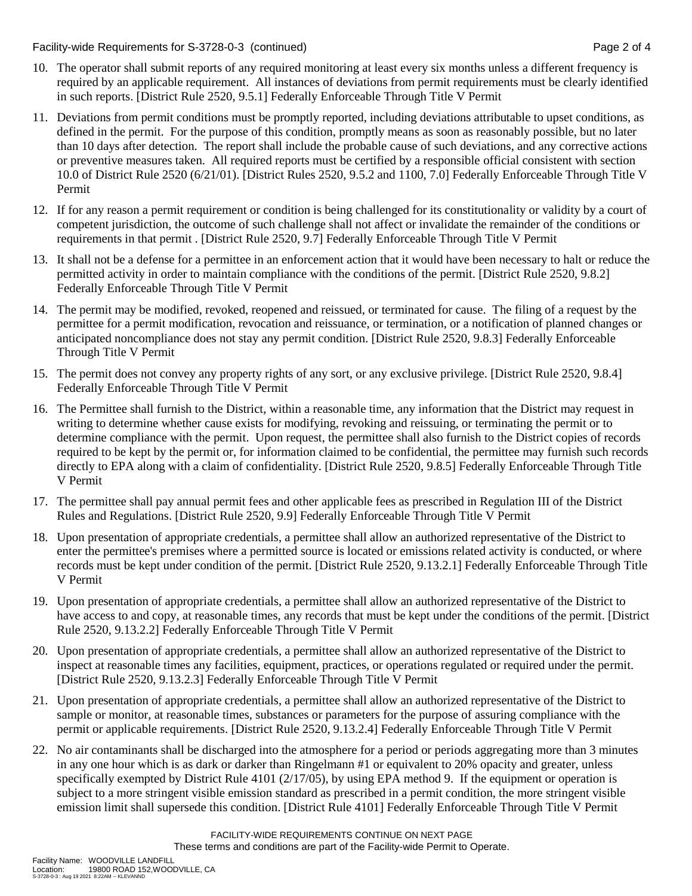10. The operator shall submit reports of any required monitoring at least every six months unless a different frequency is required by an applicable requirement. All instances of deviations from permit requirements must be clearly identified in such reports. [District Rule 2520, 9.5.1] Federally Enforceable Through Title V Permit

11. Deviations from permit conditions must be promptly reported, including deviations attributable to upset conditions, as defined in the permit. For the purpose of this condition, promptly means as soon as reasonably possible, but no later than 10 days after detection. The report shall include the probable cause of such deviations, and any corrective actions or preventive measures taken. All required reports must be certified by a responsible official consistent with section 10.0 of District Rule 2520 (6/21/01). [District Rules 2520, 9.5.2 and 1100, 7.0] Federally Enforceable Through Title V Permit

12. If for any reason a permit requirement or condition is being challenged for its constitutionality or validity by a court of competent jurisdiction, the outcome of such challenge shall not affect or invalidate the remainder of the conditions or requirements in that permit . [District Rule 2520, 9.7] Federally Enforceable Through Title V Permit

13. It shall not be a defense for a permittee in an enforcement action that it would have been necessary to halt or reduce the permitted activity in order to maintain compliance with the conditions of the permit. [District Rule 2520, 9.8.2] Federally Enforceable Through Title V Permit

14. The permit may be modified, revoked, reopened and reissued, or terminated for cause. The filing of a request by the permittee for a permit modification, revocation and reissuance, or termination, or a notification of planned changes or anticipated noncompliance does not stay any permit condition. [District Rule 2520, 9.8.3] Federally Enforceable Through Title V Permit

15. The permit does not convey any property rights of any sort, or any exclusive privilege. [District Rule 2520, 9.8.4] Federally Enforceable Through Title V Permit

16. The Permittee shall furnish to the District, within a reasonable time, any information that the District may request in writing to determine whether cause exists for modifying, revoking and reissuing, or terminating the permit or to determine compliance with the permit. Upon request, the permittee shall also furnish to the District copies of records required to be kept by the permit or, for information claimed to be confidential, the permittee may furnish such records directly to EPA along with a claim of confidentiality. [District Rule 2520, 9.8.5] Federally Enforceable Through Title V Permit

17. The permittee shall pay annual permit fees and other applicable fees as prescribed in Regulation III of the District Rules and Regulations. [District Rule 2520, 9.9] Federally Enforceable Through Title V Permit

18. Upon presentation of appropriate credentials, a permittee shall allow an authorized representative of the District to enter the permittee's premises where a permitted source is located or emissions related activity is conducted, or where records must be kept under condition of the permit. [District Rule 2520, 9.13.2.1] Federally Enforceable Through Title V Permit

19. Upon presentation of appropriate credentials, a permittee shall allow an authorized representative of the District to have access to and copy, at reasonable times, any records that must be kept under the conditions of the permit. [District Rule 2520, 9.13.2.2] Federally Enforceable Through Title V Permit

20. Upon presentation of appropriate credentials, a permittee shall allow an authorized representative of the District to inspect at reasonable times any facilities, equipment, practices, or operations regulated or required under the permit. [District Rule 2520, 9.13.2.3] Federally Enforceable Through Title V Permit

21. Upon presentation of appropriate credentials, a permittee shall allow an authorized representative of the District to sample or monitor, at reasonable times, substances or parameters for the purpose of assuring compliance with the permit or applicable requirements. [District Rule 2520, 9.13.2.4] Federally Enforceable Through Title V Permit

22. No air contaminants shall be discharged into the atmosphere for a period or periods aggregating more than 3 minutes in any one hour which is as dark or darker than Ringelmann #1 or equivalent to 20% opacity and greater, unless specifically exempted by District Rule 4101 (2/17/05), by using EPA method 9. If the equipment or operation is subject to a more stringent visible emission standard as prescribed in a permit condition, the more stringent visible emission limit shall supersede this condition. [District Rule 4101] Federally Enforceable Through Title V Permit

FACILITY-WIDE REQUIREMENTS CONTINUE ON NEXT PAGE
These terms and conditions are part of the Facility-wide Permit to Operate.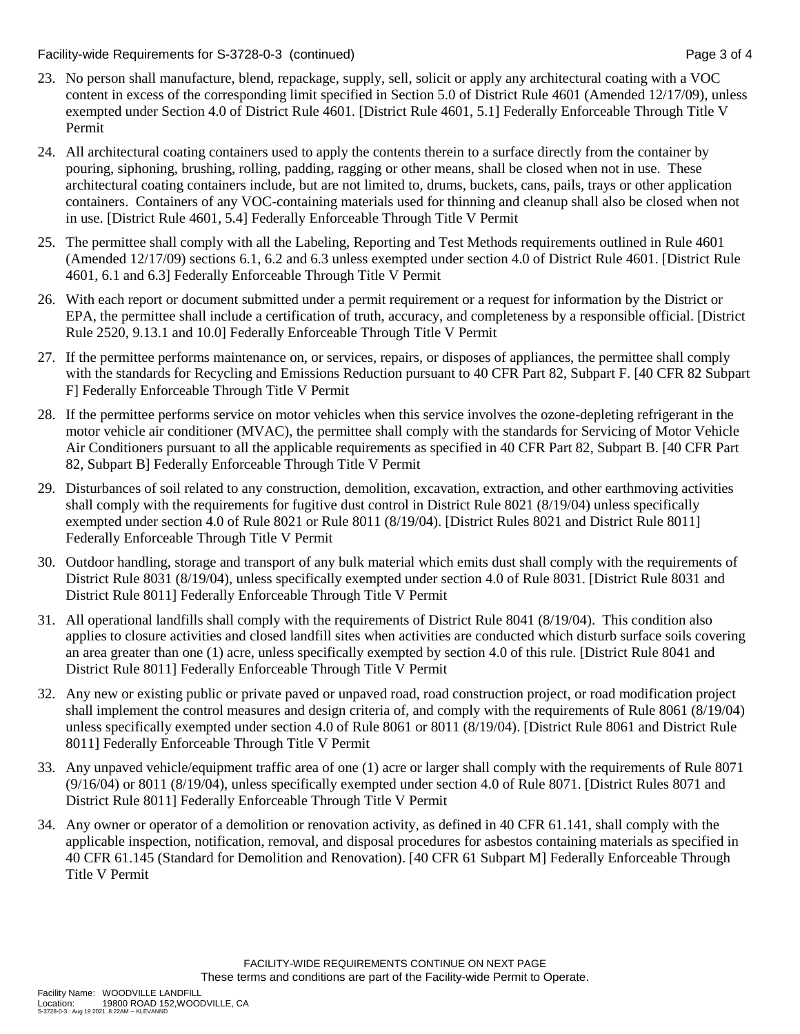23. No person shall manufacture, blend, repackage, supply, sell, solicit or apply any architectural coating with a VOC content in excess of the corresponding limit specified in Section 5.0 of District Rule 4601 (Amended 12/17/09), unless exempted under Section 4.0 of District Rule 4601. [District Rule 4601, 5.1] Federally Enforceable Through Title V Permit

24. All architectural coating containers used to apply the contents therein to a surface directly from the container by pouring, siphoning, brushing, rolling, padding, ragging or other means, shall be closed when not in use. These architectural coating containers include, but are not limited to, drums, buckets, cans, pails, trays or other application containers. Containers of any VOC-containing materials used for thinning and cleanup shall also be closed when not in use. [District Rule 4601, 5.4] Federally Enforceable Through Title V Permit

25. The permittee shall comply with all the Labeling, Reporting and Test Methods requirements outlined in Rule 4601 (Amended 12/17/09) sections 6.1, 6.2 and 6.3 unless exempted under section 4.0 of District Rule 4601. [District Rule 4601, 6.1 and 6.3] Federally Enforceable Through Title V Permit

26. With each report or document submitted under a permit requirement or a request for information by the District or EPA, the permittee shall include a certification of truth, accuracy, and completeness by a responsible official. [District Rule 2520, 9.13.1 and 10.0] Federally Enforceable Through Title V Permit

27. If the permittee performs maintenance on, or services, repairs, or disposes of appliances, the permittee shall comply with the standards for Recycling and Emissions Reduction pursuant to 40 CFR Part 82, Subpart F. [40 CFR 82 Subpart F] Federally Enforceable Through Title V Permit

28. If the permittee performs service on motor vehicles when this service involves the ozone-depleting refrigerant in the motor vehicle air conditioner (MVAC), the permittee shall comply with the standards for Servicing of Motor Vehicle Air Conditioners pursuant to all the applicable requirements as specified in 40 CFR Part 82, Subpart B. [40 CFR Part 82, Subpart B] Federally Enforceable Through Title V Permit

29. Disturbances of soil related to any construction, demolition, excavation, extraction, and other earthmoving activities shall comply with the requirements for fugitive dust control in District Rule 8021 (8/19/04) unless specifically exempted under section 4.0 of Rule 8021 or Rule 8011 (8/19/04). [District Rules 8021 and District Rule 8011] Federally Enforceable Through Title V Permit

30. Outdoor handling, storage and transport of any bulk material which emits dust shall comply with the requirements of District Rule 8031 (8/19/04), unless specifically exempted under section 4.0 of Rule 8031. [District Rule 8031 and District Rule 8011] Federally Enforceable Through Title V Permit

31. All operational landfills shall comply with the requirements of District Rule 8041 (8/19/04). This condition also applies to closure activities and closed landfill sites when activities are conducted which disturb surface soils covering an area greater than one (1) acre, unless specifically exempted by section 4.0 of this rule. [District Rule 8041 and District Rule 8011] Federally Enforceable Through Title V Permit

32. Any new or existing public or private paved or unpaved road, road construction project, or road modification project shall implement the control measures and design criteria of, and comply with the requirements of Rule 8061 (8/19/04) unless specifically exempted under section 4.0 of Rule 8061 or 8011 (8/19/04). [District Rule 8061 and District Rule 8011] Federally Enforceable Through Title V Permit

33. Any unpaved vehicle/equipment traffic area of one (1) acre or larger shall comply with the requirements of Rule 8071 (9/16/04) or 8011 (8/19/04), unless specifically exempted under section 4.0 of Rule 8071. [District Rules 8071 and District Rule 8011] Federally Enforceable Through Title V Permit

34. Any owner or operator of a demolition or renovation activity, as defined in 40 CFR 61.141, shall comply with the applicable inspection, notification, removal, and disposal procedures for asbestos containing materials as specified in 40 CFR 61.145 (Standard for Demolition and Renovation). [40 CFR 61 Subpart M] Federally Enforceable Through Title V Permit

FACILITY-WIDE REQUIREMENTS CONTINUE ON NEXT PAGE
These terms and conditions are part of the Facility-wide Permit to Operate.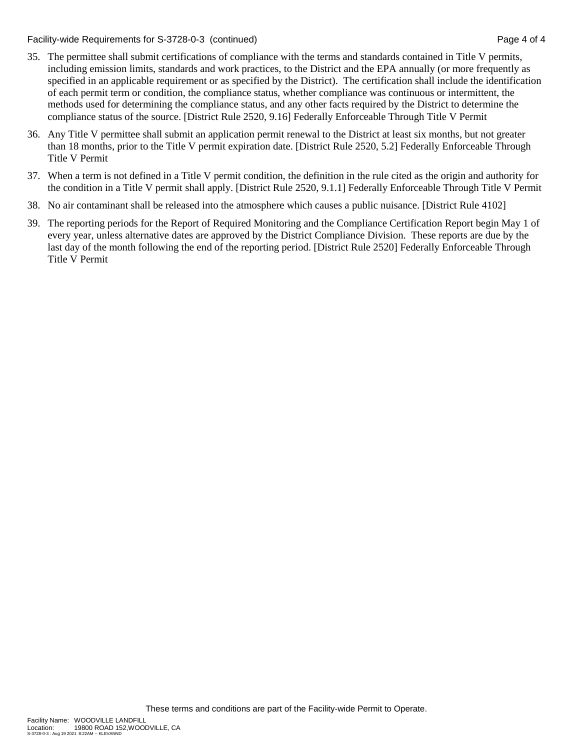35. The permittee shall submit certifications of compliance with the terms and standards contained in Title V permits, including emission limits, standards and work practices, to the District and the EPA annually (or more frequently as specified in an applicable requirement or as specified by the District). The certification shall include the identification of each permit term or condition, the compliance status, whether compliance was continuous or intermittent, the methods used for determining the compliance status, and any other facts required by the District to determine the compliance status of the source. [District Rule 2520, 9.16] Federally Enforceable Through Title V Permit

36. Any Title V permittee shall submit an application permit renewal to the District at least six months, but not greater than 18 months, prior to the Title V permit expiration date. [District Rule 2520, 5.2] Federally Enforceable Through Title V Permit

37. When a term is not defined in a Title V permit condition, the definition in the rule cited as the origin and authority for the condition in a Title V permit shall apply. [District Rule 2520, 9.1.1] Federally Enforceable Through Title V Permit

38. No air contaminant shall be released into the atmosphere which causes a public nuisance. [District Rule 4102]

39. The reporting periods for the Report of Required Monitoring and the Compliance Certification Report begin May 1 of every year, unless alternative dates are approved by the District Compliance Division. These reports are due by the last day of the month following the end of the reporting period. [District Rule 2520] Federally Enforceable Through Title V Permit

These terms and conditions are part of the Facility-wide Permit to Operate.

Facility Name: WOODVILLE LANDFILL
Location: 19800 ROAD 152,WOODVILLE, CA
S-3728-0-3 : Aug 19 2021 8:22AM -- KLEVANND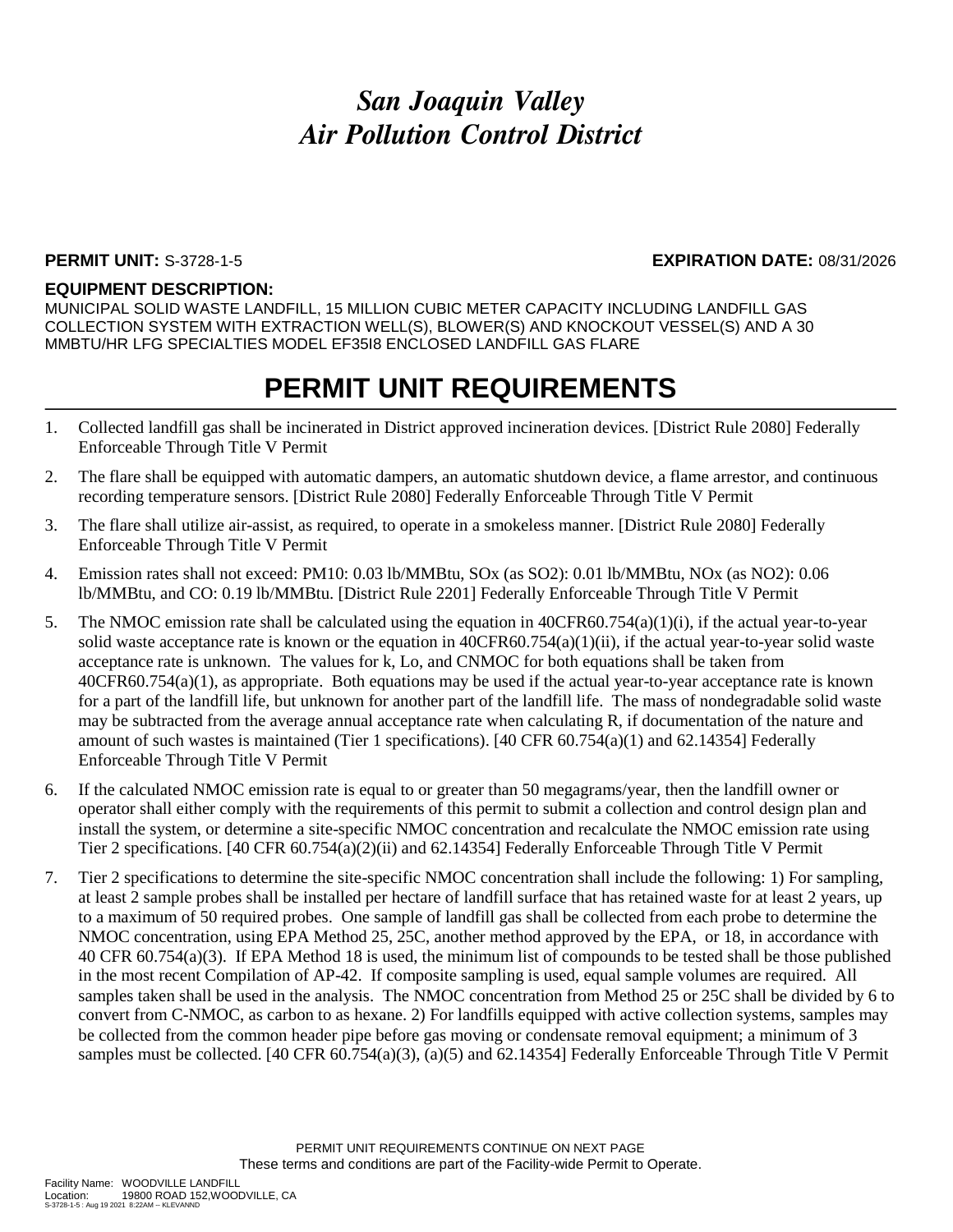# *San Joaquin Valley*
# *Air Pollution Control District*

**PERMIT UNIT:** S-3728-1-5 **EXPIRATION DATE:** 08/31/2026

**EQUIPMENT DESCRIPTION:**

MUNICIPAL SOLID WASTE LANDFILL, 15 MILLION CUBIC METER CAPACITY INCLUDING LANDFILL GAS COLLECTION SYSTEM WITH EXTRACTION WELL(S), BLOWER(S) AND KNOCKOUT VESSEL(S) AND A 30 MMBTU/HR LFG SPECIALTIES MODEL EF35I8 ENCLOSED LANDFILL GAS FLARE

## PERMIT UNIT REQUIREMENTS

1. Collected landfill gas shall be incinerated in District approved incineration devices. [District Rule 2080] Federally Enforceable Through Title V Permit
2. The flare shall be equipped with automatic dampers, an automatic shutdown device, a flame arrestor, and continuous recording temperature sensors. [District Rule 2080] Federally Enforceable Through Title V Permit
3. The flare shall utilize air-assist, as required, to operate in a smokeless manner. [District Rule 2080] Federally Enforceable Through Title V Permit
4. Emission rates shall not exceed: PM10: 0.03 lb/MMBtu, SOx (as SO2): 0.01 lb/MMBtu, NOx (as NO2): 0.06 lb/MMBtu, and CO: 0.19 lb/MMBtu. [District Rule 2201] Federally Enforceable Through Title V Permit
5. The NMOC emission rate shall be calculated using the equation in 40CFR60.754(a)(1)(i), if the actual year-to-year solid waste acceptance rate is known or the equation in 40CFR60.754(a)(1)(ii), if the actual year-to-year solid waste acceptance rate is unknown. The values for k, Lo, and CNMOC for both equations shall be taken from 40CFR60.754(a)(1), as appropriate. Both equations may be used if the actual year-to-year acceptance rate is known for a part of the landfill life, but unknown for another part of the landfill life. The mass of nondegradable solid waste may be subtracted from the average annual acceptance rate when calculating R, if documentation of the nature and amount of such wastes is maintained (Tier 1 specifications). [40 CFR 60.754(a)(1) and 62.14354] Federally Enforceable Through Title V Permit
6. If the calculated NMOC emission rate is equal to or greater than 50 megagrams/year, then the landfill owner or operator shall either comply with the requirements of this permit to submit a collection and control design plan and install the system, or determine a site-specific NMOC concentration and recalculate the NMOC emission rate using Tier 2 specifications. [40 CFR 60.754(a)(2)(ii) and 62.14354] Federally Enforceable Through Title V Permit
7. Tier 2 specifications to determine the site-specific NMOC concentration shall include the following: 1) For sampling, at least 2 sample probes shall be installed per hectare of landfill surface that has retained waste for at least 2 years, up to a maximum of 50 required probes. One sample of landfill gas shall be collected from each probe to determine the NMOC concentration, using EPA Method 25, 25C, another method approved by the EPA, or 18, in accordance with 40 CFR 60.754(a)(3). If EPA Method 18 is used, the minimum list of compounds to be tested shall be those published in the most recent Compilation of AP-42. If composite sampling is used, equal sample volumes are required. All samples taken shall be used in the analysis. The NMOC concentration from Method 25 or 25C shall be divided by 6 to convert from C-NMOC, as carbon to as hexane. 2) For landfills equipped with active collection systems, samples may be collected from the common header pipe before gas moving or condensate removal equipment; a minimum of 3 samples must be collected. [40 CFR 60.754(a)(3), (a)(5) and 62.14354] Federally Enforceable Through Title V Permit

PERMIT UNIT REQUIREMENTS CONTINUE ON NEXT PAGE

These terms and conditions are part of the Facility-wide Permit to Operate.

Facility Name: WOODVILLE LANDFILL
Location: 19800 ROAD 152,WOODVILLE, CA
S-3728-1-5 : Aug 19 2021 8:22AM -- KLEVANND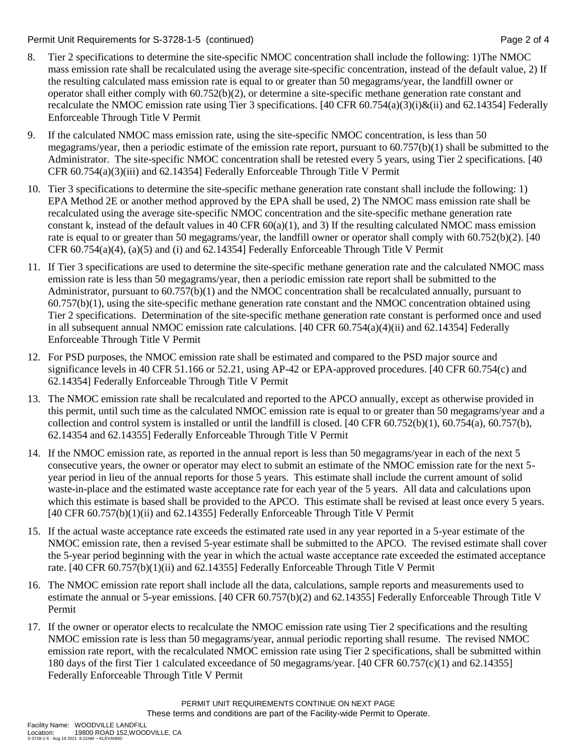8. Tier 2 specifications to determine the site-specific NMOC concentration shall include the following: 1)The NMOC mass emission rate shall be recalculated using the average site-specific concentration, instead of the default value, 2) If the resulting calculated mass emission rate is equal to or greater than 50 megagrams/year, the landfill owner or operator shall either comply with 60.752(b)(2), or determine a site-specific methane generation rate constant and recalculate the NMOC emission rate using Tier 3 specifications. [40 CFR 60.754(a)(3)(i)&(ii) and 62.14354] Federally Enforceable Through Title V Permit

9. If the calculated NMOC mass emission rate, using the site-specific NMOC concentration, is less than 50 megagrams/year, then a periodic estimate of the emission rate report, pursuant to 60.757(b)(1) shall be submitted to the Administrator. The site-specific NMOC concentration shall be retested every 5 years, using Tier 2 specifications. [40 CFR 60.754(a)(3)(iii) and 62.14354] Federally Enforceable Through Title V Permit

10. Tier 3 specifications to determine the site-specific methane generation rate constant shall include the following: 1) EPA Method 2E or another method approved by the EPA shall be used, 2) The NMOC mass emission rate shall be recalculated using the average site-specific NMOC concentration and the site-specific methane generation rate constant k, instead of the default values in 40 CFR 60(a)(1), and 3) If the resulting calculated NMOC mass emission rate is equal to or greater than 50 megagrams/year, the landfill owner or operator shall comply with 60.752(b)(2). [40 CFR 60.754(a)(4), (a)(5) and (i) and 62.14354] Federally Enforceable Through Title V Permit

11. If Tier 3 specifications are used to determine the site-specific methane generation rate and the calculated NMOC mass emission rate is less than 50 megagrams/year, then a periodic emission rate report shall be submitted to the Administrator, pursuant to 60.757(b)(1) and the NMOC concentration shall be recalculated annually, pursuant to 60.757(b)(1), using the site-specific methane generation rate constant and the NMOC concentration obtained using Tier 2 specifications. Determination of the site-specific methane generation rate constant is performed once and used in all subsequent annual NMOC emission rate calculations. [40 CFR 60.754(a)(4)(ii) and 62.14354] Federally Enforceable Through Title V Permit

12. For PSD purposes, the NMOC emission rate shall be estimated and compared to the PSD major source and significance levels in 40 CFR 51.166 or 52.21, using AP-42 or EPA-approved procedures. [40 CFR 60.754(c) and 62.14354] Federally Enforceable Through Title V Permit

13. The NMOC emission rate shall be recalculated and reported to the APCO annually, except as otherwise provided in this permit, until such time as the calculated NMOC emission rate is equal to or greater than 50 megagrams/year and a collection and control system is installed or until the landfill is closed. [40 CFR 60.752(b)(1), 60.754(a), 60.757(b), 62.14354 and 62.14355] Federally Enforceable Through Title V Permit

14. If the NMOC emission rate, as reported in the annual report is less than 50 megagrams/year in each of the next 5 consecutive years, the owner or operator may elect to submit an estimate of the NMOC emission rate for the next 5-year period in lieu of the annual reports for those 5 years. This estimate shall include the current amount of solid waste-in-place and the estimated waste acceptance rate for each year of the 5 years. All data and calculations upon which this estimate is based shall be provided to the APCO. This estimate shall be revised at least once every 5 years. [40 CFR 60.757(b)(1)(ii) and 62.14355] Federally Enforceable Through Title V Permit

15. If the actual waste acceptance rate exceeds the estimated rate used in any year reported in a 5-year estimate of the NMOC emission rate, then a revised 5-year estimate shall be submitted to the APCO. The revised estimate shall cover the 5-year period beginning with the year in which the actual waste acceptance rate exceeded the estimated acceptance rate. [40 CFR 60.757(b)(1)(ii) and 62.14355] Federally Enforceable Through Title V Permit

16. The NMOC emission rate report shall include all the data, calculations, sample reports and measurements used to estimate the annual or 5-year emissions. [40 CFR 60.757(b)(2) and 62.14355] Federally Enforceable Through Title V Permit

17. If the owner or operator elects to recalculate the NMOC emission rate using Tier 2 specifications and the resulting NMOC emission rate is less than 50 megagrams/year, annual periodic reporting shall resume. The revised NMOC emission rate report, with the recalculated NMOC emission rate using Tier 2 specifications, shall be submitted within 180 days of the first Tier 1 calculated exceedance of 50 megagrams/year. [40 CFR 60.757(c)(1) and 62.14355] Federally Enforceable Through Title V Permit

PERMIT UNIT REQUIREMENTS CONTINUE ON NEXT PAGE
These terms and conditions are part of the Facility-wide Permit to Operate.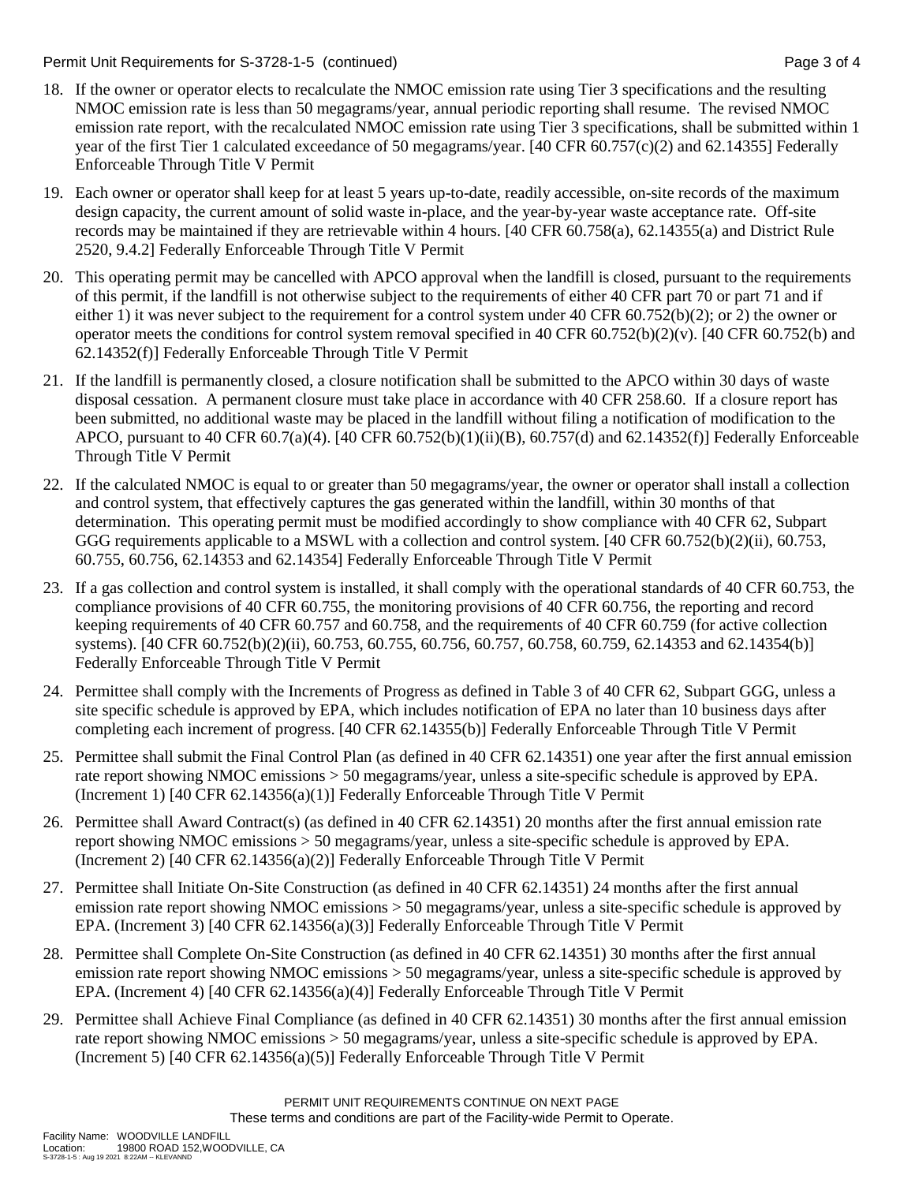18. If the owner or operator elects to recalculate the NMOC emission rate using Tier 3 specifications and the resulting NMOC emission rate is less than 50 megagrams/year, annual periodic reporting shall resume. The revised NMOC emission rate report, with the recalculated NMOC emission rate using Tier 3 specifications, shall be submitted within 1 year of the first Tier 1 calculated exceedance of 50 megagrams/year. [40 CFR 60.757(c)(2) and 62.14355] Federally Enforceable Through Title V Permit

19. Each owner or operator shall keep for at least 5 years up-to-date, readily accessible, on-site records of the maximum design capacity, the current amount of solid waste in-place, and the year-by-year waste acceptance rate. Off-site records may be maintained if they are retrievable within 4 hours. [40 CFR 60.758(a), 62.14355(a) and District Rule 2520, 9.4.2] Federally Enforceable Through Title V Permit

20. This operating permit may be cancelled with APCO approval when the landfill is closed, pursuant to the requirements of this permit, if the landfill is not otherwise subject to the requirements of either 40 CFR part 70 or part 71 and if either 1) it was never subject to the requirement for a control system under 40 CFR 60.752(b)(2); or 2) the owner or operator meets the conditions for control system removal specified in 40 CFR 60.752(b)(2)(v). [40 CFR 60.752(b) and 62.14352(f)] Federally Enforceable Through Title V Permit

21. If the landfill is permanently closed, a closure notification shall be submitted to the APCO within 30 days of waste disposal cessation. A permanent closure must take place in accordance with 40 CFR 258.60. If a closure report has been submitted, no additional waste may be placed in the landfill without filing a notification of modification to the APCO, pursuant to 40 CFR 60.7(a)(4). [40 CFR 60.752(b)(1)(ii)(B), 60.757(d) and 62.14352(f)] Federally Enforceable Through Title V Permit

22. If the calculated NMOC is equal to or greater than 50 megagrams/year, the owner or operator shall install a collection and control system, that effectively captures the gas generated within the landfill, within 30 months of that determination. This operating permit must be modified accordingly to show compliance with 40 CFR 62, Subpart GGG requirements applicable to a MSWL with a collection and control system. [40 CFR 60.752(b)(2)(ii), 60.753, 60.755, 60.756, 62.14353 and 62.14354] Federally Enforceable Through Title V Permit

23. If a gas collection and control system is installed, it shall comply with the operational standards of 40 CFR 60.753, the compliance provisions of 40 CFR 60.755, the monitoring provisions of 40 CFR 60.756, the reporting and record keeping requirements of 40 CFR 60.757 and 60.758, and the requirements of 40 CFR 60.759 (for active collection systems). [40 CFR 60.752(b)(2)(ii), 60.753, 60.755, 60.756, 60.757, 60.758, 60.759, 62.14353 and 62.14354(b)] Federally Enforceable Through Title V Permit

24. Permittee shall comply with the Increments of Progress as defined in Table 3 of 40 CFR 62, Subpart GGG, unless a site specific schedule is approved by EPA, which includes notification of EPA no later than 10 business days after completing each increment of progress. [40 CFR 62.14355(b)] Federally Enforceable Through Title V Permit

25. Permittee shall submit the Final Control Plan (as defined in 40 CFR 62.14351) one year after the first annual emission rate report showing NMOC emissions > 50 megagrams/year, unless a site-specific schedule is approved by EPA. (Increment 1) [40 CFR 62.14356(a)(1)] Federally Enforceable Through Title V Permit

26. Permittee shall Award Contract(s) (as defined in 40 CFR 62.14351) 20 months after the first annual emission rate report showing NMOC emissions > 50 megagrams/year, unless a site-specific schedule is approved by EPA. (Increment 2) [40 CFR 62.14356(a)(2)] Federally Enforceable Through Title V Permit

27. Permittee shall Initiate On-Site Construction (as defined in 40 CFR 62.14351) 24 months after the first annual emission rate report showing NMOC emissions > 50 megagrams/year, unless a site-specific schedule is approved by EPA. (Increment 3) [40 CFR 62.14356(a)(3)] Federally Enforceable Through Title V Permit

28. Permittee shall Complete On-Site Construction (as defined in 40 CFR 62.14351) 30 months after the first annual emission rate report showing NMOC emissions > 50 megagrams/year, unless a site-specific schedule is approved by EPA. (Increment 4) [40 CFR 62.14356(a)(4)] Federally Enforceable Through Title V Permit

29. Permittee shall Achieve Final Compliance (as defined in 40 CFR 62.14351) 30 months after the first annual emission rate report showing NMOC emissions > 50 megagrams/year, unless a site-specific schedule is approved by EPA. (Increment 5) [40 CFR 62.14356(a)(5)] Federally Enforceable Through Title V Permit

PERMIT UNIT REQUIREMENTS CONTINUE ON NEXT PAGE
These terms and conditions are part of the Facility-wide Permit to Operate.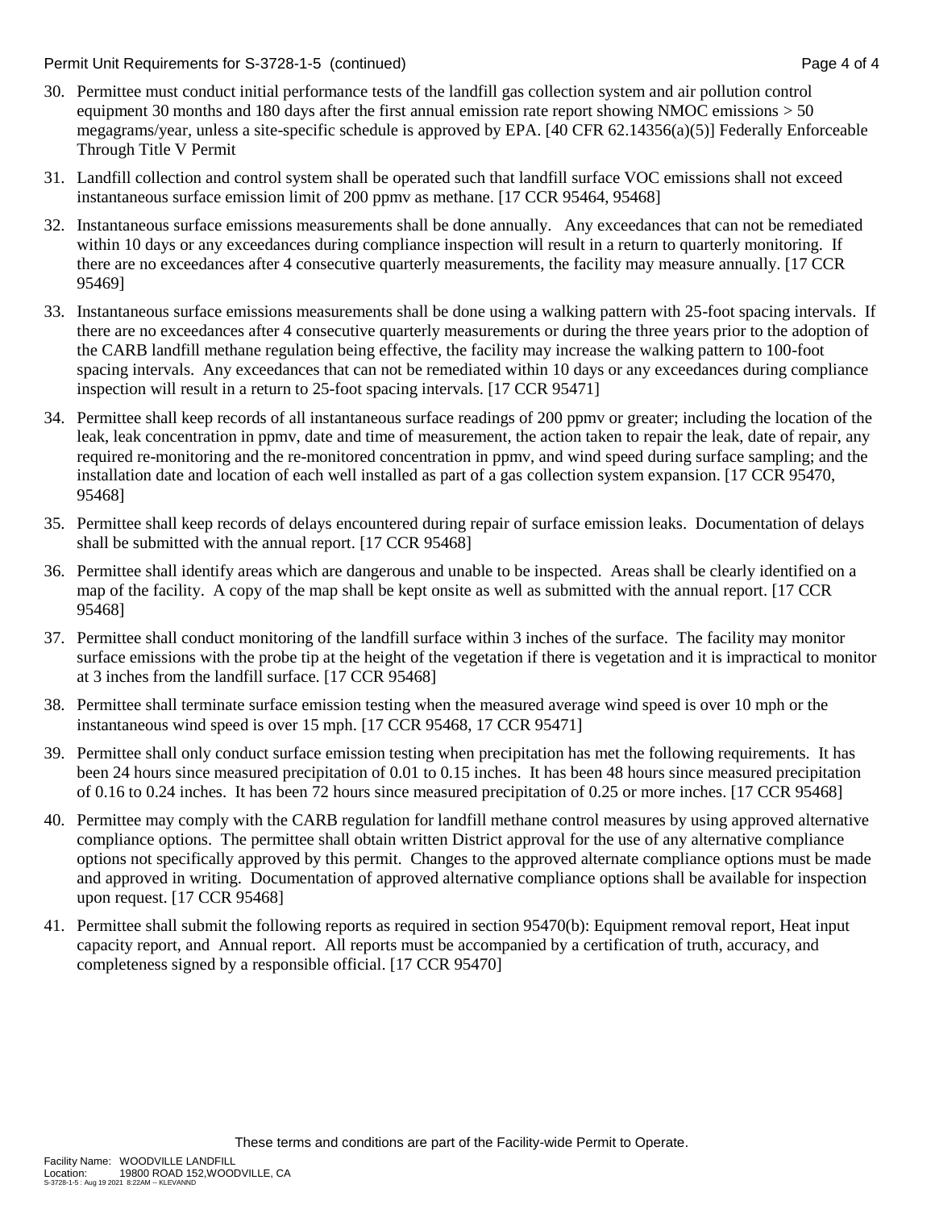30. Permittee must conduct initial performance tests of the landfill gas collection system and air pollution control equipment 30 months and 180 days after the first annual emission rate report showing NMOC emissions > 50 megagrams/year, unless a site-specific schedule is approved by EPA. [40 CFR 62.14356(a)(5)] Federally Enforceable Through Title V Permit

31. Landfill collection and control system shall be operated such that landfill surface VOC emissions shall not exceed instantaneous surface emission limit of 200 ppmv as methane. [17 CCR 95464, 95468]

32. Instantaneous surface emissions measurements shall be done annually. Any exceedances that can not be remediated within 10 days or any exceedances during compliance inspection will result in a return to quarterly monitoring. If there are no exceedances after 4 consecutive quarterly measurements, the facility may measure annually. [17 CCR 95469]

33. Instantaneous surface emissions measurements shall be done using a walking pattern with 25-foot spacing intervals. If there are no exceedances after 4 consecutive quarterly measurements or during the three years prior to the adoption of the CARB landfill methane regulation being effective, the facility may increase the walking pattern to 100-foot spacing intervals. Any exceedances that can not be remediated within 10 days or any exceedances during compliance inspection will result in a return to 25-foot spacing intervals. [17 CCR 95471]

34. Permittee shall keep records of all instantaneous surface readings of 200 ppmv or greater; including the location of the leak, leak concentration in ppmv, date and time of measurement, the action taken to repair the leak, date of repair, any required re-monitoring and the re-monitored concentration in ppmv, and wind speed during surface sampling; and the installation date and location of each well installed as part of a gas collection system expansion. [17 CCR 95470, 95468]

35. Permittee shall keep records of delays encountered during repair of surface emission leaks. Documentation of delays shall be submitted with the annual report. [17 CCR 95468]

36. Permittee shall identify areas which are dangerous and unable to be inspected. Areas shall be clearly identified on a map of the facility. A copy of the map shall be kept onsite as well as submitted with the annual report. [17 CCR 95468]

37. Permittee shall conduct monitoring of the landfill surface within 3 inches of the surface. The facility may monitor surface emissions with the probe tip at the height of the vegetation if there is vegetation and it is impractical to monitor at 3 inches from the landfill surface. [17 CCR 95468]

38. Permittee shall terminate surface emission testing when the measured average wind speed is over 10 mph or the instantaneous wind speed is over 15 mph. [17 CCR 95468, 17 CCR 95471]

39. Permittee shall only conduct surface emission testing when precipitation has met the following requirements. It has been 24 hours since measured precipitation of 0.01 to 0.15 inches. It has been 48 hours since measured precipitation of 0.16 to 0.24 inches. It has been 72 hours since measured precipitation of 0.25 or more inches. [17 CCR 95468]

40. Permittee may comply with the CARB regulation for landfill methane control measures by using approved alternative compliance options. The permittee shall obtain written District approval for the use of any alternative compliance options not specifically approved by this permit. Changes to the approved alternate compliance options must be made and approved in writing. Documentation of approved alternative compliance options shall be available for inspection upon request. [17 CCR 95468]

41. Permittee shall submit the following reports as required in section 95470(b): Equipment removal report, Heat input capacity report, and Annual report. All reports must be accompanied by a certification of truth, accuracy, and completeness signed by a responsible official. [17 CCR 95470]

These terms and conditions are part of the Facility-wide Permit to Operate.

Facility Name: WOODVILLE LANDFILL
Location: 19800 ROAD 152,WOODVILLE, CA
S-3728-1-5 : Aug 19 2021 8:22AM -- KLEVANND